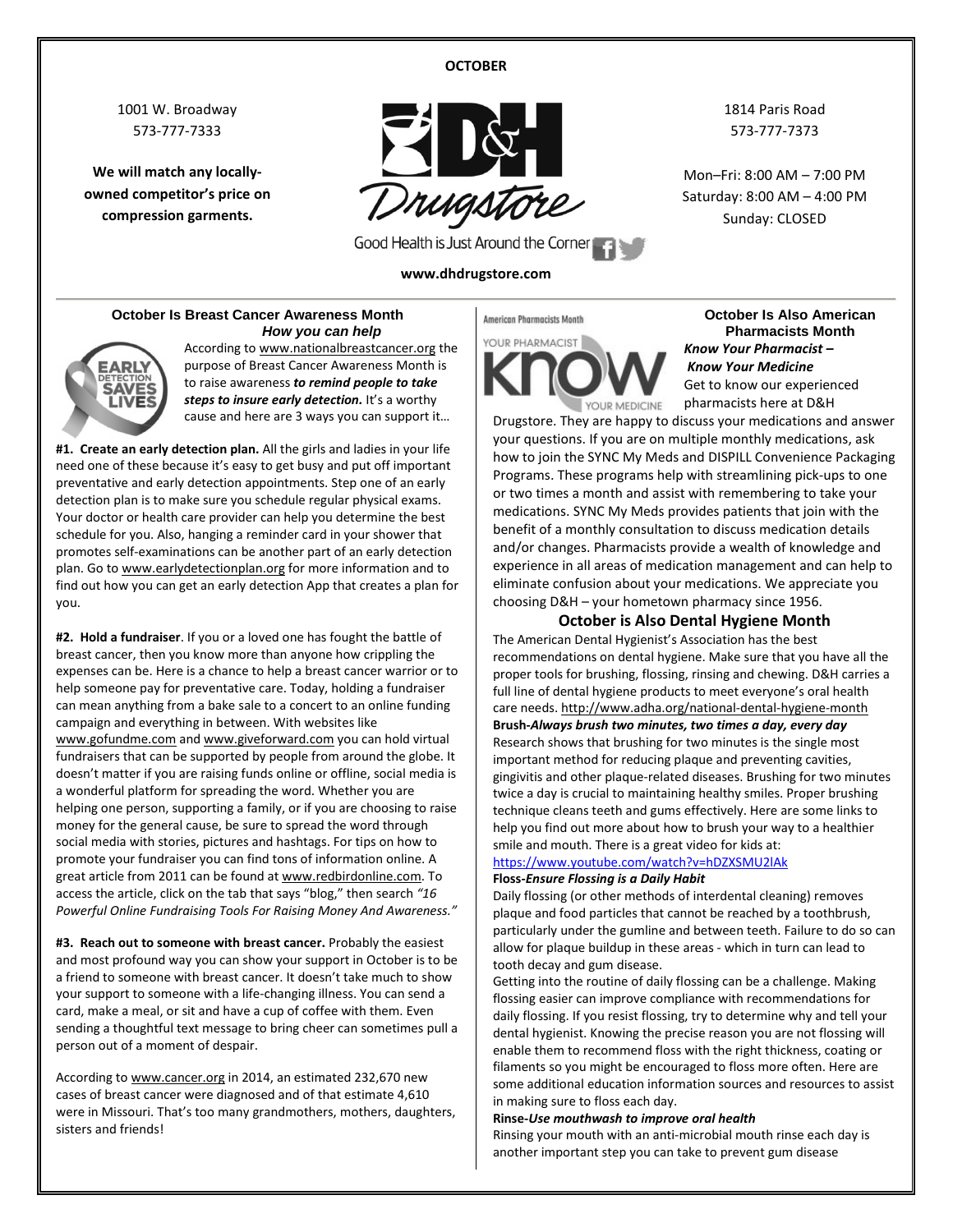**OCTOBER**

1001 W. Broadway
573-777-7333

**We will match any locally-owned competitor's price on compression garments.**

D&H Drugstore

Good Health is Just Around the Corner

**www.dhdrugstore.com**

1814 Paris Road
573-777-7373

Mon–Fri: 8:00 AM – 7:00 PM
Saturday: 8:00 AM – 4:00 PM
Sunday: CLOSED

## October Is Breast Cancer Awareness Month

### *How you can help*

EARLY DETECTION SAVES LIVES

According to www.nationalbreastcancer.org the purpose of Breast Cancer Awareness Month is to raise awareness ***to remind people to take steps to insure early detection.*** It's a worthy cause and here are 3 ways you can support it…

**#1. Create an early detection plan.** All the girls and ladies in your life need one of these because it's easy to get busy and put off important preventative and early detection appointments. Step one of an early detection plan is to make sure you schedule regular physical exams. Your doctor or health care provider can help you determine the best schedule for you. Also, hanging a reminder card in your shower that promotes self-examinations can be another part of an early detection plan. Go to www.earlydetectionplan.org for more information and to find out how you can get an early detection App that creates a plan for you.

**#2. Hold a fundraiser**. If you or a loved one has fought the battle of breast cancer, then you know more than anyone how crippling the expenses can be. Here is a chance to help a breast cancer warrior or to help someone pay for preventative care. Today, holding a fundraiser can mean anything from a bake sale to a concert to an online funding campaign and everything in between. With websites like www.gofundme.com and www.giveforward.com you can hold virtual fundraisers that can be supported by people from around the globe. It doesn't matter if you are raising funds online or offline, social media is a wonderful platform for spreading the word. Whether you are helping one person, supporting a family, or if you are choosing to raise money for the general cause, be sure to spread the word through social media with stories, pictures and hashtags. For tips on how to promote your fundraiser you can find tons of information online. A great article from 2011 can be found at www.redbirdonline.com. To access the article, click on the tab that says "blog," then search *"16 Powerful Online Fundraising Tools For Raising Money And Awareness."*

**#3. Reach out to someone with breast cancer.** Probably the easiest and most profound way you can show your support in October is to be a friend to someone with breast cancer. It doesn't take much to show your support to someone with a life-changing illness. You can send a card, make a meal, or sit and have a cup of coffee with them. Even sending a thoughtful text message to bring cheer can sometimes pull a person out of a moment of despair.

According to www.cancer.org in 2014, an estimated 232,670 new cases of breast cancer were diagnosed and of that estimate 4,610 were in Missouri. That's too many grandmothers, mothers, daughters, sisters and friends!

## October Is Also American Pharmacists Month

American Pharmacists Month — KNOW YOUR PHARMACIST / YOUR MEDICINE

***Know Your Pharmacist – Know Your Medicine***

Get to know our experienced pharmacists here at D&H Drugstore. They are happy to discuss your medications and answer your questions. If you are on multiple monthly medications, ask how to join the SYNC My Meds and DISPILL Convenience Packaging Programs. These programs help with streamlining pick-ups to one or two times a month and assist with remembering to take your medications. SYNC My Meds provides patients that join with the benefit of a monthly consultation to discuss medication details and/or changes. Pharmacists provide a wealth of knowledge and experience in all areas of medication management and can help to eliminate confusion about your medications. We appreciate you choosing D&H – your hometown pharmacy since 1956.

## October is Also Dental Hygiene Month

The American Dental Hygienist's Association has the best recommendations on dental hygiene. Make sure that you have all the proper tools for brushing, flossing, rinsing and chewing. D&H carries a full line of dental hygiene products to meet everyone's oral health care needs. http://www.adha.org/national-dental-hygiene-month

**Brush-*Always brush two minutes, two times a day, every day***

Research shows that brushing for two minutes is the single most important method for reducing plaque and preventing cavities, gingivitis and other plaque-related diseases. Brushing for two minutes twice a day is crucial to maintaining healthy smiles. Proper brushing technique cleans teeth and gums effectively. Here are some links to help you find out more about how to brush your way to a healthier smile and mouth. There is a great video for kids at: https://www.youtube.com/watch?v=hDZXSMU2lAk

**Floss-*Ensure Flossing is a Daily Habit***

Daily flossing (or other methods of interdental cleaning) removes plaque and food particles that cannot be reached by a toothbrush, particularly under the gumline and between teeth. Failure to do so can allow for plaque buildup in these areas - which in turn can lead to tooth decay and gum disease.

Getting into the routine of daily flossing can be a challenge. Making flossing easier can improve compliance with recommendations for daily flossing. If you resist flossing, try to determine why and tell your dental hygienist. Knowing the precise reason you are not flossing will enable them to recommend floss with the right thickness, coating or filaments so you might be encouraged to floss more often. Here are some additional education information sources and resources to assist in making sure to floss each day.

**Rinse-*Use mouthwash to improve oral health***

Rinsing your mouth with an anti-microbial mouth rinse each day is another important step you can take to prevent gum disease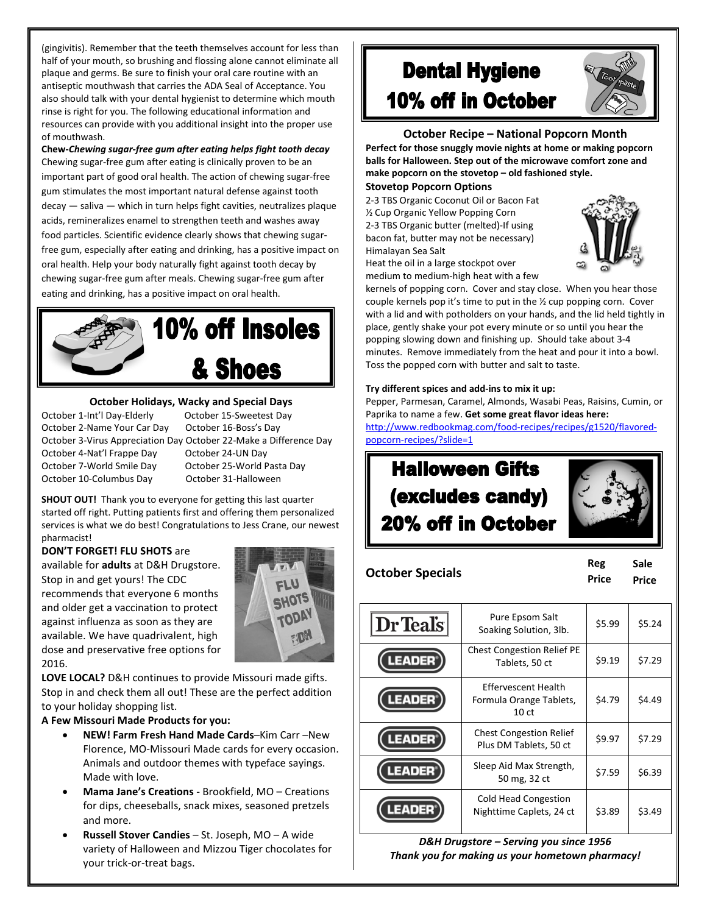(gingivitis). Remember that the teeth themselves account for less than half of your mouth, so brushing and flossing alone cannot eliminate all plaque and germs. Be sure to finish your oral care routine with an antiseptic mouthwash that carries the ADA Seal of Acceptance. You also should talk with your dental hygienist to determine which mouth rinse is right for you. The following educational information and resources can provide with you additional insight into the proper use of mouthwash.

**Chew-*Chewing sugar-free gum after eating helps fight tooth decay***
Chewing sugar-free gum after eating is clinically proven to be an important part of good oral health. The action of chewing sugar-free gum stimulates the most important natural defense against tooth decay — saliva — which in turn helps fight cavities, neutralizes plaque acids, remineralizes enamel to strengthen teeth and washes away food particles. Scientific evidence clearly shows that chewing sugar-free gum, especially after eating and drinking, has a positive impact on oral health. Help your body naturally fight against tooth decay by chewing sugar-free gum after meals. Chewing sugar-free gum after eating and drinking, has a positive impact on oral health.

## 10% off Insoles & Shoes

### October Holidays, Wacky and Special Days

| | |
|---|---|
| October 1-Int'l Day-Elderly | October 15-Sweetest Day |
| October 2-Name Your Car Day | October 16-Boss's Day |
| October 3-Virus Appreciation Day | October 22-Make a Difference Day |
| October 4-Nat'l Frappe Day | October 24-UN Day |
| October 7-World Smile Day | October 25-World Pasta Day |
| October 10-Columbus Day | October 31-Halloween |

**SHOUT OUT!** Thank you to everyone for getting this last quarter started off right. Putting patients first and offering them personalized services is what we do best! Congratulations to Jess Crane, our newest pharmacist!

**DON'T FORGET! FLU SHOTS** are available for **adults** at D&H Drugstore. Stop in and get yours! The CDC recommends that everyone 6 months and older get a vaccination to protect against influenza as soon as they are available. We have quadrivalent, high dose and preservative free options for 2016.

**LOVE LOCAL?** D&H continues to provide Missouri made gifts. Stop in and check them all out! These are the perfect addition to your holiday shopping list.

**A Few Missouri Made Products for you:**

- **NEW! Farm Fresh Hand Made Cards**–Kim Carr –New Florence, MO-Missouri Made cards for every occasion. Animals and outdoor themes with typeface sayings. Made with love.
- **Mama Jane's Creations** - Brookfield, MO – Creations for dips, cheeseballs, snack mixes, seasoned pretzels and more.
- **Russell Stover Candies** – St. Joseph, MO – A wide variety of Halloween and Mizzou Tiger chocolates for your trick-or-treat bags.

## Dental Hygiene 10% off in October

### October Recipe – National Popcorn Month

**Perfect for those snuggly movie nights at home or making popcorn balls for Halloween. Step out of the microwave comfort zone and make popcorn on the stovetop – old fashioned style.**

**Stovetop Popcorn Options**

2-3 TBS Organic Coconut Oil or Bacon Fat
½ Cup Organic Yellow Popping Corn
2-3 TBS Organic butter (melted)-If using bacon fat, butter may not be necessary)
Himalayan Sea Salt

Heat the oil in a large stockpot over medium to medium-high heat with a few kernels of popping corn. Cover and stay close. When you hear those couple kernels pop it's time to put in the ½ cup popping corn. Cover with a lid and with potholders on your hands, and the lid held tightly in place, gently shake your pot every minute or so until you hear the popping slowing down and finishing up. Should take about 3-4 minutes. Remove immediately from the heat and pour it into a bowl. Toss the popped corn with butter and salt to taste.

**Try different spices and add-ins to mix it up:**
Pepper, Parmesan, Caramel, Almonds, Wasabi Peas, Raisins, Cumin, or Paprika to name a few. **Get some great flavor ideas here:** http://www.redbookmag.com/food-recipes/recipes/g1520/flavored-popcorn-recipes/?slide=1

## Halloween Gifts (excludes candy) 20% off in October

### October Specials

| | | Reg Price | Sale Price |
|---|---|---|---|
| Dr Teal's | Pure Epsom Salt Soaking Solution, 3lb. | $5.99 | $5.24 |
| LEADER | Chest Congestion Relief PE Tablets, 50 ct | $9.19 | $7.29 |
| LEADER | Effervescent Health Formula Orange Tablets, 10 ct | $4.79 | $4.49 |
| LEADER | Chest Congestion Relief Plus DM Tablets, 50 ct | $9.97 | $7.29 |
| LEADER | Sleep Aid Max Strength, 50 mg, 32 ct | $7.59 | $6.39 |
| LEADER | Cold Head Congestion Nighttime Caplets, 24 ct | $3.89 | $3.49 |

***D&H Drugstore – Serving you since 1956***
***Thank you for making us your hometown pharmacy!***